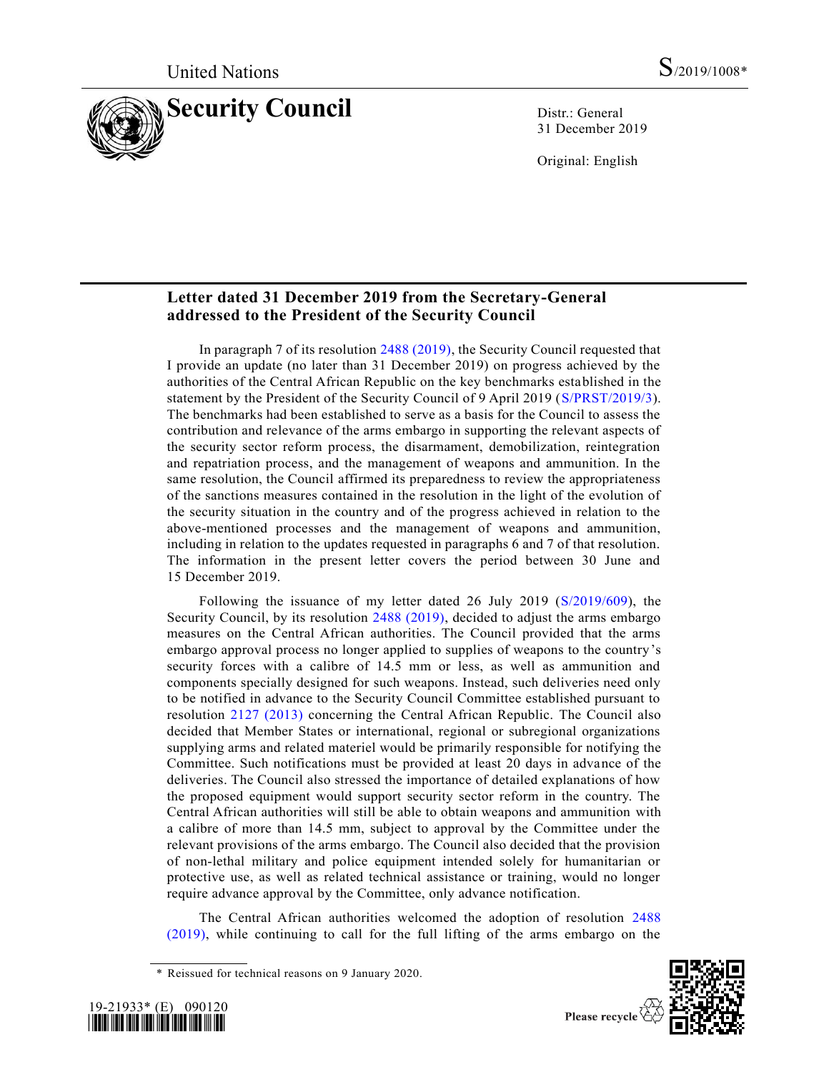United Nations S/2019/1008*

# Security Council

Distr.: General
31 December 2019

Original: English

## Letter dated 31 December 2019 from the Secretary-General addressed to the President of the Security Council

In paragraph 7 of its resolution 2488 (2019), the Security Council requested that I provide an update (no later than 31 December 2019) on progress achieved by the authorities of the Central African Republic on the key benchmarks established in the statement by the President of the Security Council of 9 April 2019 (S/PRST/2019/3). The benchmarks had been established to serve as a basis for the Council to assess the contribution and relevance of the arms embargo in supporting the relevant aspects of the security sector reform process, the disarmament, demobilization, reintegration and repatriation process, and the management of weapons and ammunition. In the same resolution, the Council affirmed its preparedness to review the appropriateness of the sanctions measures contained in the resolution in the light of the evolution of the security situation in the country and of the progress achieved in relation to the above-mentioned processes and the management of weapons and ammunition, including in relation to the updates requested in paragraphs 6 and 7 of that resolution. The information in the present letter covers the period between 30 June and 15 December 2019.

Following the issuance of my letter dated 26 July 2019 (S/2019/609), the Security Council, by its resolution 2488 (2019), decided to adjust the arms embargo measures on the Central African authorities. The Council provided that the arms embargo approval process no longer applied to supplies of weapons to the country's security forces with a calibre of 14.5 mm or less, as well as ammunition and components specially designed for such weapons. Instead, such deliveries need only to be notified in advance to the Security Council Committee established pursuant to resolution 2127 (2013) concerning the Central African Republic. The Council also decided that Member States or international, regional or subregional organizations supplying arms and related materiel would be primarily responsible for notifying the Committee. Such notifications must be provided at least 20 days in advance of the deliveries. The Council also stressed the importance of detailed explanations of how the proposed equipment would support security sector reform in the country. The Central African authorities will still be able to obtain weapons and ammunition with a calibre of more than 14.5 mm, subject to approval by the Committee under the relevant provisions of the arms embargo. The Council also decided that the provision of non-lethal military and police equipment intended solely for humanitarian or protective use, as well as related technical assistance or training, would no longer require advance approval by the Committee, only advance notification.

The Central African authorities welcomed the adoption of resolution 2488 (2019), while continuing to call for the full lifting of the arms embargo on the

\* Reissued for technical reasons on 9 January 2020.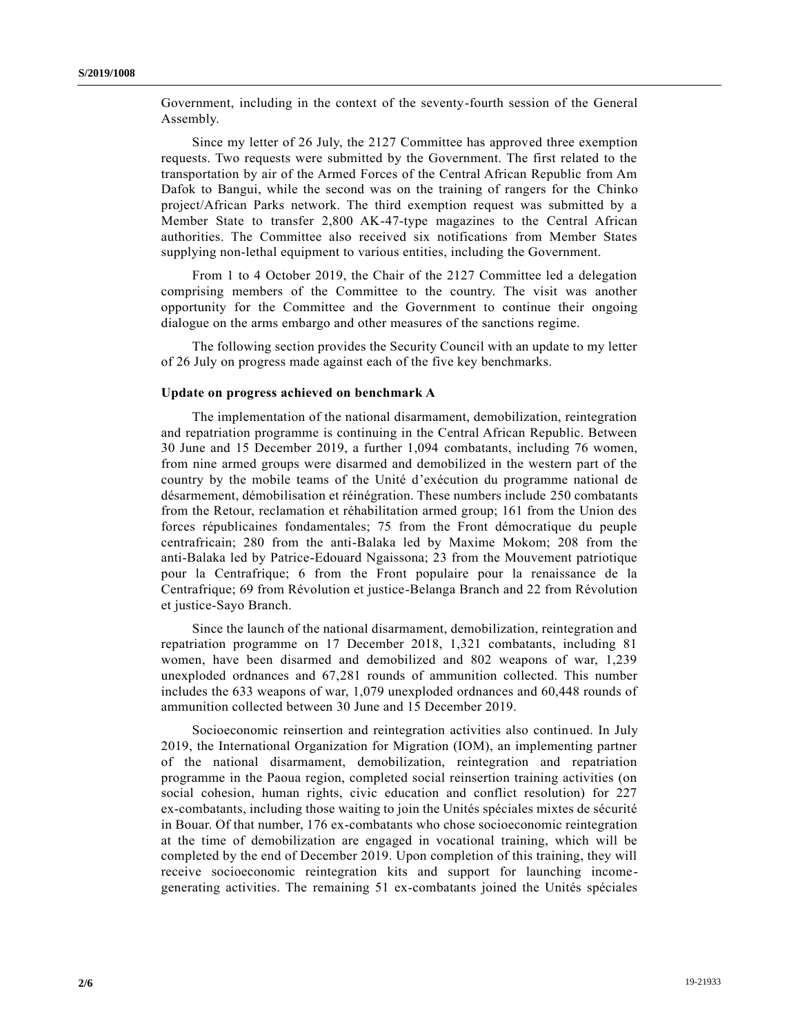Government, including in the context of the seventy-fourth session of the General Assembly.

Since my letter of 26 July, the 2127 Committee has approved three exemption requests. Two requests were submitted by the Government. The first related to the transportation by air of the Armed Forces of the Central African Republic from Am Dafok to Bangui, while the second was on the training of rangers for the Chinko project/African Parks network. The third exemption request was submitted by a Member State to transfer 2,800 AK-47-type magazines to the Central African authorities. The Committee also received six notifications from Member States supplying non-lethal equipment to various entities, including the Government.

From 1 to 4 October 2019, the Chair of the 2127 Committee led a delegation comprising members of the Committee to the country. The visit was another opportunity for the Committee and the Government to continue their ongoing dialogue on the arms embargo and other measures of the sanctions regime.

The following section provides the Security Council with an update to my letter of 26 July on progress made against each of the five key benchmarks.

### Update on progress achieved on benchmark A

The implementation of the national disarmament, demobilization, reintegration and repatriation programme is continuing in the Central African Republic. Between 30 June and 15 December 2019, a further 1,094 combatants, including 76 women, from nine armed groups were disarmed and demobilized in the western part of the country by the mobile teams of the Unité d'exécution du programme national de désarmement, démobilisation et réinégration. These numbers include 250 combatants from the Retour, reclamation et réhabilitation armed group; 161 from the Union des forces républicaines fondamentales; 75 from the Front démocratique du peuple centrafricain; 280 from the anti-Balaka led by Maxime Mokom; 208 from the anti-Balaka led by Patrice-Edouard Ngaissona; 23 from the Mouvement patriotique pour la Centrafrique; 6 from the Front populaire pour la renaissance de la Centrafrique; 69 from Révolution et justice-Belanga Branch and 22 from Révolution et justice-Sayo Branch.

Since the launch of the national disarmament, demobilization, reintegration and repatriation programme on 17 December 2018, 1,321 combatants, including 81 women, have been disarmed and demobilized and 802 weapons of war, 1,239 unexploded ordnances and 67,281 rounds of ammunition collected. This number includes the 633 weapons of war, 1,079 unexploded ordnances and 60,448 rounds of ammunition collected between 30 June and 15 December 2019.

Socioeconomic reinsertion and reintegration activities also continued. In July 2019, the International Organization for Migration (IOM), an implementing partner of the national disarmament, demobilization, reintegration and repatriation programme in the Paoua region, completed social reinsertion training activities (on social cohesion, human rights, civic education and conflict resolution) for 227 ex-combatants, including those waiting to join the Unités spéciales mixtes de sécurité in Bouar. Of that number, 176 ex-combatants who chose socioeconomic reintegration at the time of demobilization are engaged in vocational training, which will be completed by the end of December 2019. Upon completion of this training, they will receive socioeconomic reintegration kits and support for launching income-generating activities. The remaining 51 ex-combatants joined the Unités spéciales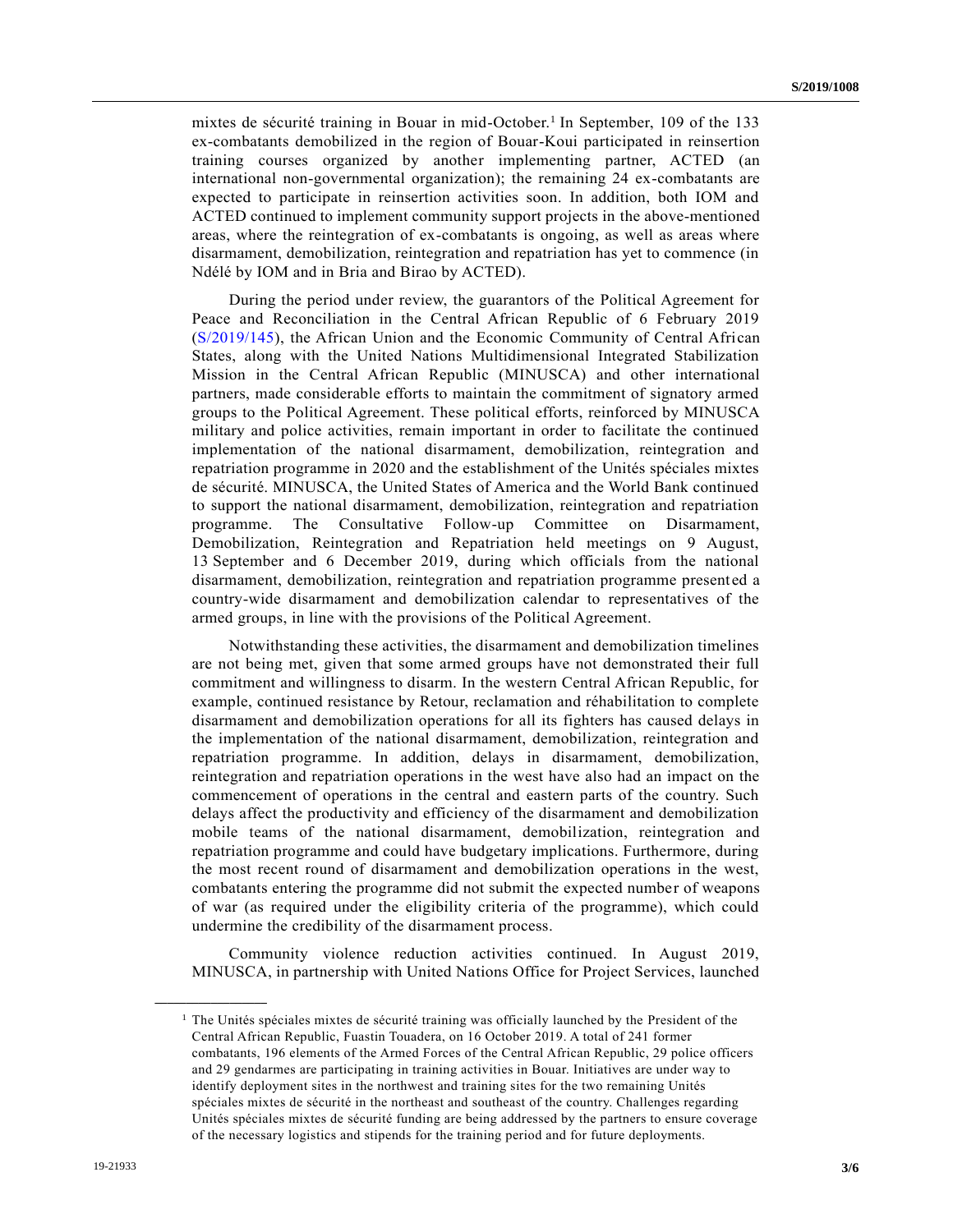mixtes de sécurité training in Bouar in mid-October.[1] In September, 109 of the 133 ex-combatants demobilized in the region of Bouar-Koui participated in reinsertion training courses organized by another implementing partner, ACTED (an international non-governmental organization); the remaining 24 ex-combatants are expected to participate in reinsertion activities soon. In addition, both IOM and ACTED continued to implement community support projects in the above-mentioned areas, where the reintegration of ex-combatants is ongoing, as well as areas where disarmament, demobilization, reintegration and repatriation has yet to commence (in Ndélé by IOM and in Bria and Birao by ACTED).

During the period under review, the guarantors of the Political Agreement for Peace and Reconciliation in the Central African Republic of 6 February 2019 (S/2019/145), the African Union and the Economic Community of Central African States, along with the United Nations Multidimensional Integrated Stabilization Mission in the Central African Republic (MINUSCA) and other international partners, made considerable efforts to maintain the commitment of signatory armed groups to the Political Agreement. These political efforts, reinforced by MINUSCA military and police activities, remain important in order to facilitate the continued implementation of the national disarmament, demobilization, reintegration and repatriation programme in 2020 and the establishment of the Unités spéciales mixtes de sécurité. MINUSCA, the United States of America and the World Bank continued to support the national disarmament, demobilization, reintegration and repatriation programme. The Consultative Follow-up Committee on Disarmament, Demobilization, Reintegration and Repatriation held meetings on 9 August, 13 September and 6 December 2019, during which officials from the national disarmament, demobilization, reintegration and repatriation programme presented a country-wide disarmament and demobilization calendar to representatives of the armed groups, in line with the provisions of the Political Agreement.

Notwithstanding these activities, the disarmament and demobilization timelines are not being met, given that some armed groups have not demonstrated their full commitment and willingness to disarm. In the western Central African Republic, for example, continued resistance by Retour, reclamation and réhabilitation to complete disarmament and demobilization operations for all its fighters has caused delays in the implementation of the national disarmament, demobilization, reintegration and repatriation programme. In addition, delays in disarmament, demobilization, reintegration and repatriation operations in the west have also had an impact on the commencement of operations in the central and eastern parts of the country. Such delays affect the productivity and efficiency of the disarmament and demobilization mobile teams of the national disarmament, demobilization, reintegration and repatriation programme and could have budgetary implications. Furthermore, during the most recent round of disarmament and demobilization operations in the west, combatants entering the programme did not submit the expected number of weapons of war (as required under the eligibility criteria of the programme), which could undermine the credibility of the disarmament process.

Community violence reduction activities continued. In August 2019, MINUSCA, in partnership with United Nations Office for Project Services, launched

---

[1] The Unités spéciales mixtes de sécurité training was officially launched by the President of the Central African Republic, Faustin Touadera, on 16 October 2019. A total of 241 former combatants, 196 elements of the Armed Forces of the Central African Republic, 29 police officers and 29 gendarmes are participating in training activities in Bouar. Initiatives are under way to identify deployment sites in the northwest and training sites for the two remaining Unités spéciales mixtes de sécurité in the northeast and southeast of the country. Challenges regarding Unités spéciales mixtes de sécurité funding are being addressed by the partners to ensure coverage of the necessary logistics and stipends for the training period and for future deployments.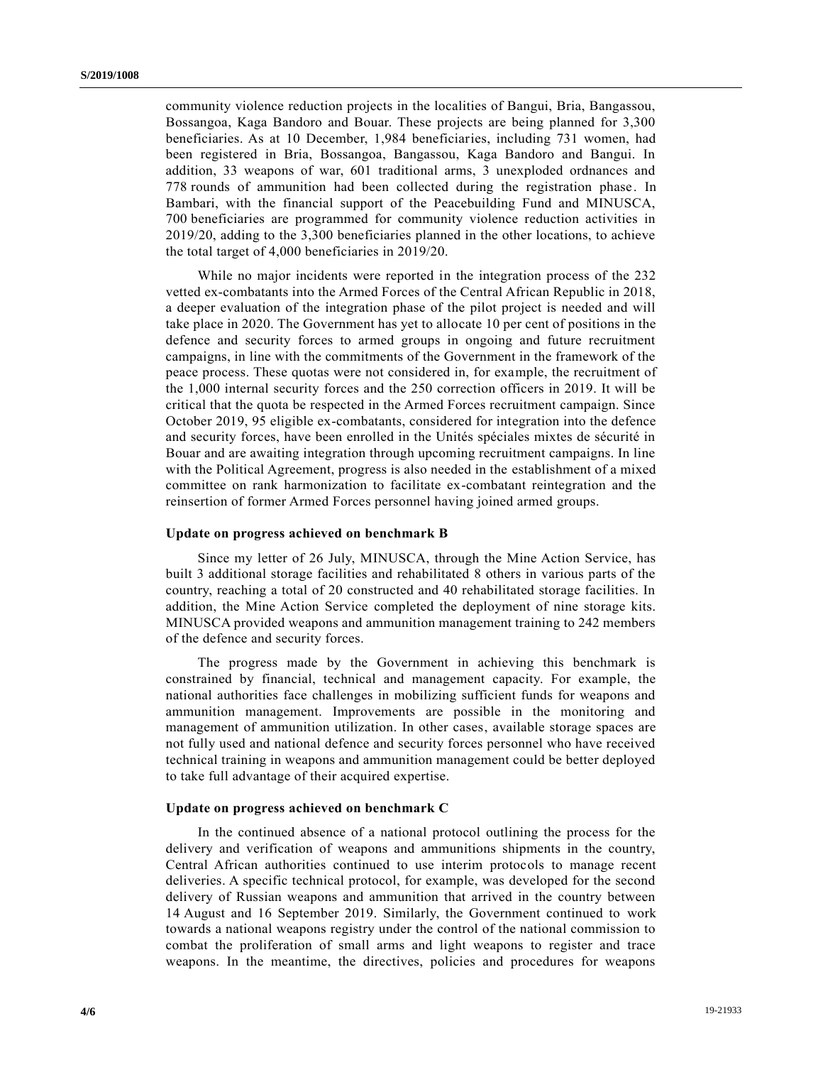community violence reduction projects in the localities of Bangui, Bria, Bangassou, Bossangoa, Kaga Bandoro and Bouar. These projects are being planned for 3,300 beneficiaries. As at 10 December, 1,984 beneficiaries, including 731 women, had been registered in Bria, Bossangoa, Bangassou, Kaga Bandoro and Bangui. In addition, 33 weapons of war, 601 traditional arms, 3 unexploded ordnances and 778 rounds of ammunition had been collected during the registration phase. In Bambari, with the financial support of the Peacebuilding Fund and MINUSCA, 700 beneficiaries are programmed for community violence reduction activities in 2019/20, adding to the 3,300 beneficiaries planned in the other locations, to achieve the total target of 4,000 beneficiaries in 2019/20.

While no major incidents were reported in the integration process of the 232 vetted ex-combatants into the Armed Forces of the Central African Republic in 2018, a deeper evaluation of the integration phase of the pilot project is needed and will take place in 2020. The Government has yet to allocate 10 per cent of positions in the defence and security forces to armed groups in ongoing and future recruitment campaigns, in line with the commitments of the Government in the framework of the peace process. These quotas were not considered in, for example, the recruitment of the 1,000 internal security forces and the 250 correction officers in 2019. It will be critical that the quota be respected in the Armed Forces recruitment campaign. Since October 2019, 95 eligible ex-combatants, considered for integration into the defence and security forces, have been enrolled in the Unités spéciales mixtes de sécurité in Bouar and are awaiting integration through upcoming recruitment campaigns. In line with the Political Agreement, progress is also needed in the establishment of a mixed committee on rank harmonization to facilitate ex-combatant reintegration and the reinsertion of former Armed Forces personnel having joined armed groups.

**Update on progress achieved on benchmark B**

Since my letter of 26 July, MINUSCA, through the Mine Action Service, has built 3 additional storage facilities and rehabilitated 8 others in various parts of the country, reaching a total of 20 constructed and 40 rehabilitated storage facilities. In addition, the Mine Action Service completed the deployment of nine storage kits. MINUSCA provided weapons and ammunition management training to 242 members of the defence and security forces.

The progress made by the Government in achieving this benchmark is constrained by financial, technical and management capacity. For example, the national authorities face challenges in mobilizing sufficient funds for weapons and ammunition management. Improvements are possible in the monitoring and management of ammunition utilization. In other cases, available storage spaces are not fully used and national defence and security forces personnel who have received technical training in weapons and ammunition management could be better deployed to take full advantage of their acquired expertise.

**Update on progress achieved on benchmark C**

In the continued absence of a national protocol outlining the process for the delivery and verification of weapons and ammunitions shipments in the country, Central African authorities continued to use interim protocols to manage recent deliveries. A specific technical protocol, for example, was developed for the second delivery of Russian weapons and ammunition that arrived in the country between 14 August and 16 September 2019. Similarly, the Government continued to work towards a national weapons registry under the control of the national commission to combat the proliferation of small arms and light weapons to register and trace weapons. In the meantime, the directives, policies and procedures for weapons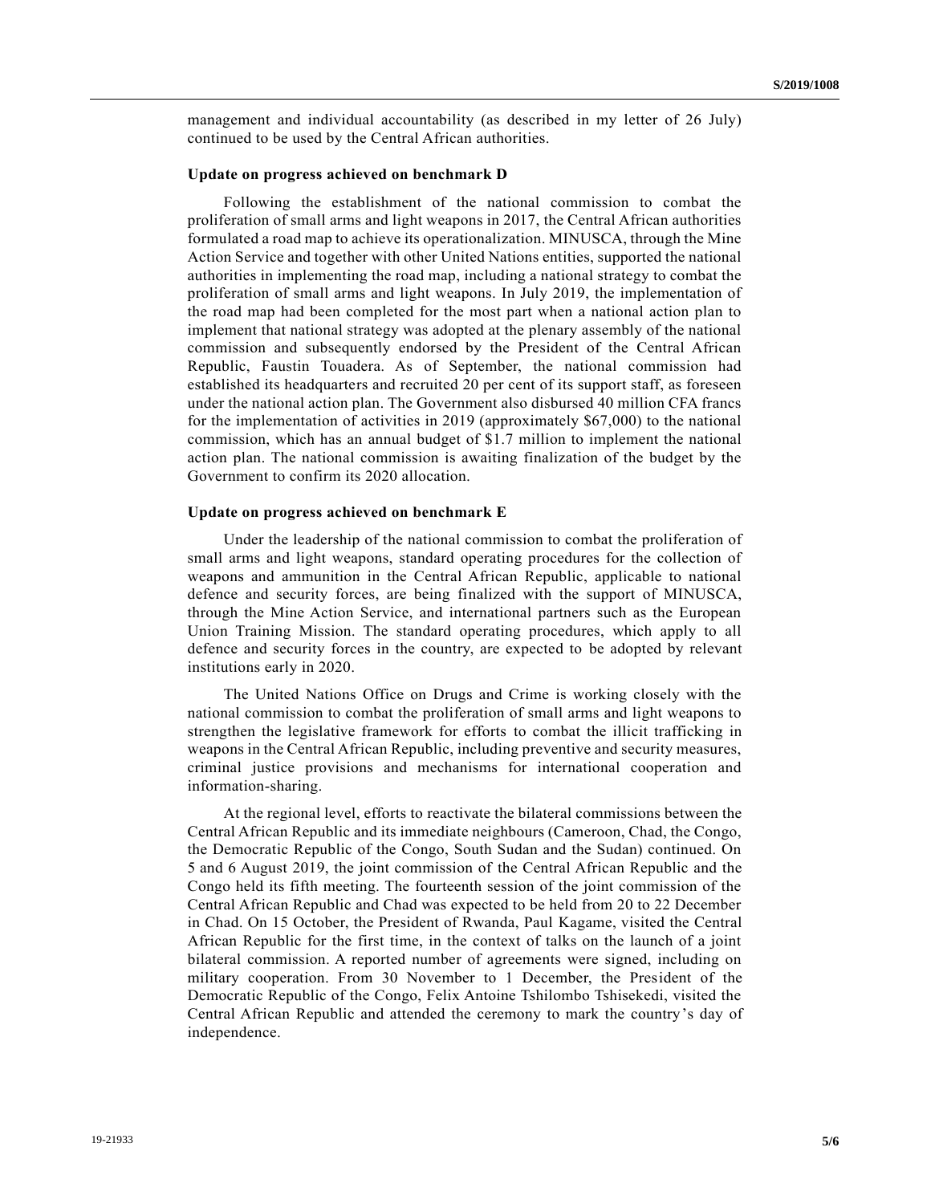management and individual accountability (as described in my letter of 26 July) continued to be used by the Central African authorities.

### Update on progress achieved on benchmark D

Following the establishment of the national commission to combat the proliferation of small arms and light weapons in 2017, the Central African authorities formulated a road map to achieve its operationalization. MINUSCA, through the Mine Action Service and together with other United Nations entities, supported the national authorities in implementing the road map, including a national strategy to combat the proliferation of small arms and light weapons. In July 2019, the implementation of the road map had been completed for the most part when a national action plan to implement that national strategy was adopted at the plenary assembly of the national commission and subsequently endorsed by the President of the Central African Republic, Faustin Touadera. As of September, the national commission had established its headquarters and recruited 20 per cent of its support staff, as foreseen under the national action plan. The Government also disbursed 40 million CFA francs for the implementation of activities in 2019 (approximately $67,000) to the national commission, which has an annual budget of $1.7 million to implement the national action plan. The national commission is awaiting finalization of the budget by the Government to confirm its 2020 allocation.

### Update on progress achieved on benchmark E

Under the leadership of the national commission to combat the proliferation of small arms and light weapons, standard operating procedures for the collection of weapons and ammunition in the Central African Republic, applicable to national defence and security forces, are being finalized with the support of MINUSCA, through the Mine Action Service, and international partners such as the European Union Training Mission. The standard operating procedures, which apply to all defence and security forces in the country, are expected to be adopted by relevant institutions early in 2020.

The United Nations Office on Drugs and Crime is working closely with the national commission to combat the proliferation of small arms and light weapons to strengthen the legislative framework for efforts to combat the illicit trafficking in weapons in the Central African Republic, including preventive and security measures, criminal justice provisions and mechanisms for international cooperation and information-sharing.

At the regional level, efforts to reactivate the bilateral commissions between the Central African Republic and its immediate neighbours (Cameroon, Chad, the Congo, the Democratic Republic of the Congo, South Sudan and the Sudan) continued. On 5 and 6 August 2019, the joint commission of the Central African Republic and the Congo held its fifth meeting. The fourteenth session of the joint commission of the Central African Republic and Chad was expected to be held from 20 to 22 December in Chad. On 15 October, the President of Rwanda, Paul Kagame, visited the Central African Republic for the first time, in the context of talks on the launch of a joint bilateral commission. A reported number of agreements were signed, including on military cooperation. From 30 November to 1 December, the President of the Democratic Republic of the Congo, Felix Antoine Tshilombo Tshisekedi, visited the Central African Republic and attended the ceremony to mark the country's day of independence.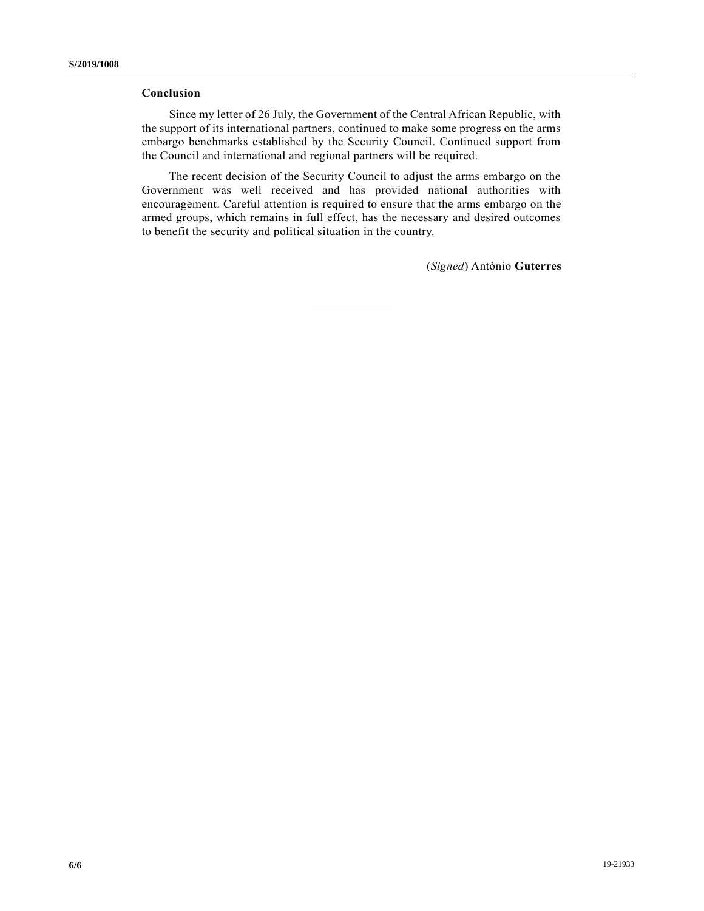## Conclusion

Since my letter of 26 July, the Government of the Central African Republic, with the support of its international partners, continued to make some progress on the arms embargo benchmarks established by the Security Council. Continued support from the Council and international and regional partners will be required.

The recent decision of the Security Council to adjust the arms embargo on the Government was well received and has provided national authorities with encouragement. Careful attention is required to ensure that the arms embargo on the armed groups, which remains in full effect, has the necessary and desired outcomes to benefit the security and political situation in the country.

(*Signed*) António **Guterres**